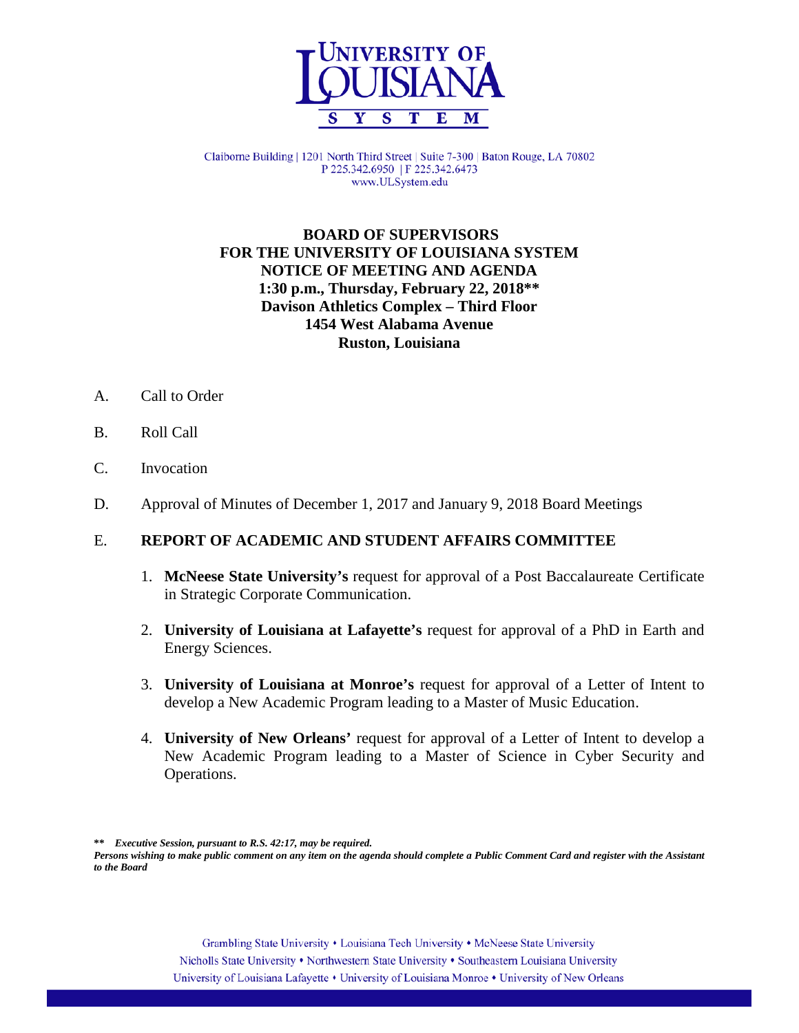# UNIVERSITY OF LOUISIANA SYSTEM

Claiborne Building | 1201 North Third Street | Suite 7-300 | Baton Rouge, LA 70802
P 225.342.6950 | F 225.342.6473
www.ULSystem.edu

**BOARD OF SUPERVISORS**
**FOR THE UNIVERSITY OF LOUISIANA SYSTEM**
**NOTICE OF MEETING AND AGENDA**
**1:30 p.m., Thursday, February 22, 2018****
**Davison Athletics Complex – Third Floor**
**1454 West Alabama Avenue**
**Ruston, Louisiana**

A. Call to Order

B. Roll Call

C. Invocation

D. Approval of Minutes of December 1, 2017 and January 9, 2018 Board Meetings

E. **REPORT OF ACADEMIC AND STUDENT AFFAIRS COMMITTEE**

1. **McNeese State University's** request for approval of a Post Baccalaureate Certificate in Strategic Corporate Communication.
2. **University of Louisiana at Lafayette's** request for approval of a PhD in Earth and Energy Sciences.
3. **University of Louisiana at Monroe's** request for approval of a Letter of Intent to develop a New Academic Program leading to a Master of Music Education.
4. **University of New Orleans'** request for approval of a Letter of Intent to develop a New Academic Program leading to a Master of Science in Cyber Security and Operations.

***\*\* Executive Session, pursuant to R.S. 42:17, may be required.***
***Persons wishing to make public comment on any item on the agenda should complete a Public Comment Card and register with the Assistant to the Board***

Grambling State University • Louisiana Tech University • McNeese State University
Nicholls State University • Northwestern State University • Southeastern Louisiana University
University of Louisiana Lafayette • University of Louisiana Monroe • University of New Orleans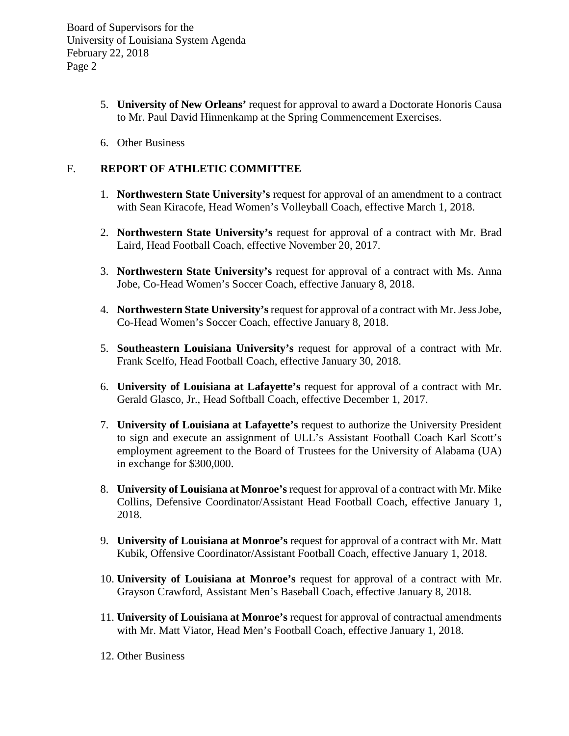5. **University of New Orleans'** request for approval to award a Doctorate Honoris Causa to Mr. Paul David Hinnenkamp at the Spring Commencement Exercises.

6. Other Business

## F. REPORT OF ATHLETIC COMMITTEE

1. **Northwestern State University's** request for approval of an amendment to a contract with Sean Kiracofe, Head Women's Volleyball Coach, effective March 1, 2018.

2. **Northwestern State University's** request for approval of a contract with Mr. Brad Laird, Head Football Coach, effective November 20, 2017.

3. **Northwestern State University's** request for approval of a contract with Ms. Anna Jobe, Co-Head Women's Soccer Coach, effective January 8, 2018.

4. **Northwestern State University's** request for approval of a contract with Mr. Jess Jobe, Co-Head Women's Soccer Coach, effective January 8, 2018.

5. **Southeastern Louisiana University's** request for approval of a contract with Mr. Frank Scelfo, Head Football Coach, effective January 30, 2018.

6. **University of Louisiana at Lafayette's** request for approval of a contract with Mr. Gerald Glasco, Jr., Head Softball Coach, effective December 1, 2017.

7. **University of Louisiana at Lafayette's** request to authorize the University President to sign and execute an assignment of ULL's Assistant Football Coach Karl Scott's employment agreement to the Board of Trustees for the University of Alabama (UA) in exchange for $300,000.

8. **University of Louisiana at Monroe's** request for approval of a contract with Mr. Mike Collins, Defensive Coordinator/Assistant Head Football Coach, effective January 1, 2018.

9. **University of Louisiana at Monroe's** request for approval of a contract with Mr. Matt Kubik, Offensive Coordinator/Assistant Football Coach, effective January 1, 2018.

10. **University of Louisiana at Monroe's** request for approval of a contract with Mr. Grayson Crawford, Assistant Men's Baseball Coach, effective January 8, 2018.

11. **University of Louisiana at Monroe's** request for approval of contractual amendments with Mr. Matt Viator, Head Men's Football Coach, effective January 1, 2018.

12. Other Business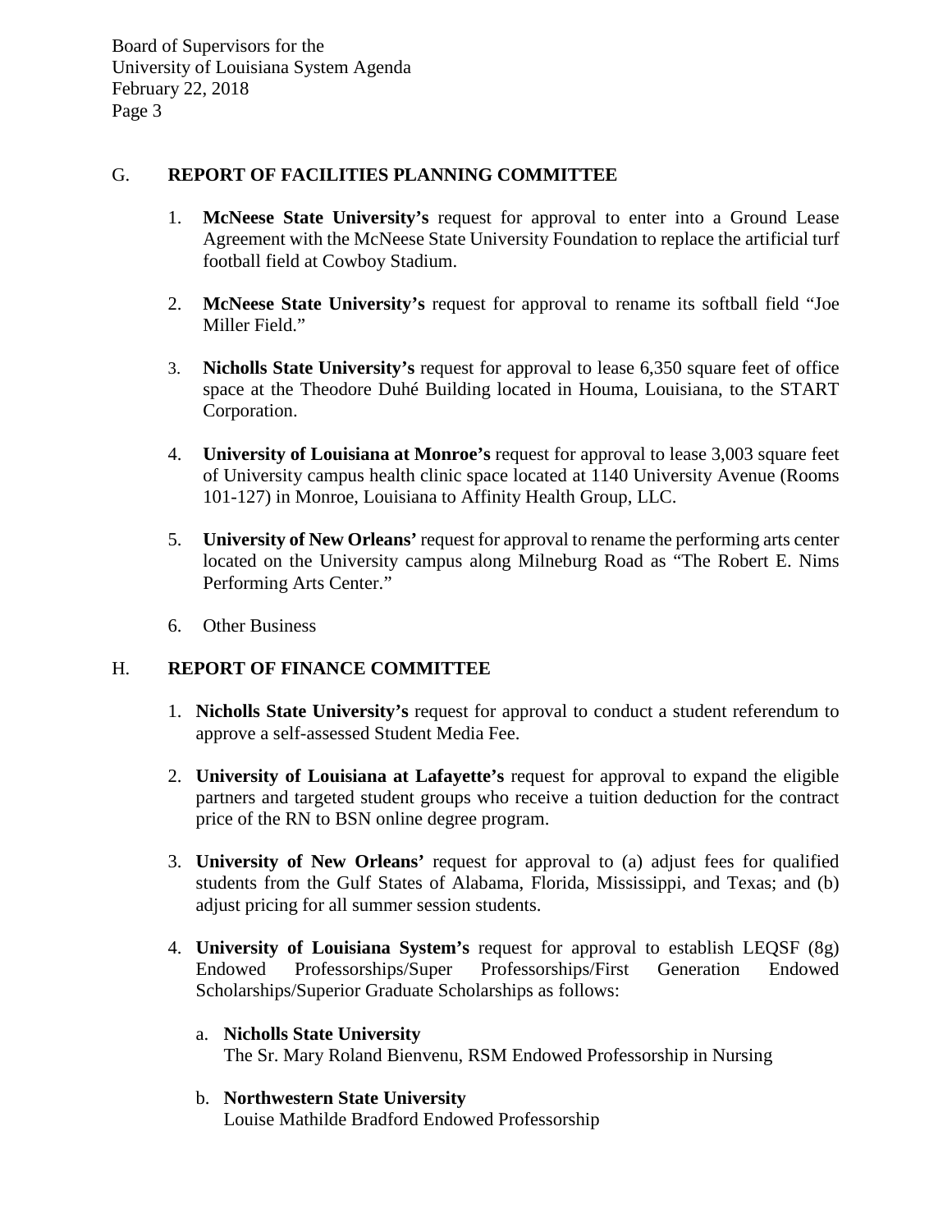## G. REPORT OF FACILITIES PLANNING COMMITTEE

1. **McNeese State University's** request for approval to enter into a Ground Lease Agreement with the McNeese State University Foundation to replace the artificial turf football field at Cowboy Stadium.

2. **McNeese State University's** request for approval to rename its softball field "Joe Miller Field."

3. **Nicholls State University's** request for approval to lease 6,350 square feet of office space at the Theodore Duhé Building located in Houma, Louisiana, to the START Corporation.

4. **University of Louisiana at Monroe's** request for approval to lease 3,003 square feet of University campus health clinic space located at 1140 University Avenue (Rooms 101-127) in Monroe, Louisiana to Affinity Health Group, LLC.

5. **University of New Orleans'** request for approval to rename the performing arts center located on the University campus along Milneburg Road as "The Robert E. Nims Performing Arts Center."

6. Other Business

## H. REPORT OF FINANCE COMMITTEE

1. **Nicholls State University's** request for approval to conduct a student referendum to approve a self-assessed Student Media Fee.

2. **University of Louisiana at Lafayette's** request for approval to expand the eligible partners and targeted student groups who receive a tuition deduction for the contract price of the RN to BSN online degree program.

3. **University of New Orleans'** request for approval to (a) adjust fees for qualified students from the Gulf States of Alabama, Florida, Mississippi, and Texas; and (b) adjust pricing for all summer session students.

4. **University of Louisiana System's** request for approval to establish LEQSF (8g) Endowed Professorships/Super Professorships/First Generation Endowed Scholarships/Superior Graduate Scholarships as follows:

   a. **Nicholls State University**
   The Sr. Mary Roland Bienvenu, RSM Endowed Professorship in Nursing

   b. **Northwestern State University**
   Louise Mathilde Bradford Endowed Professorship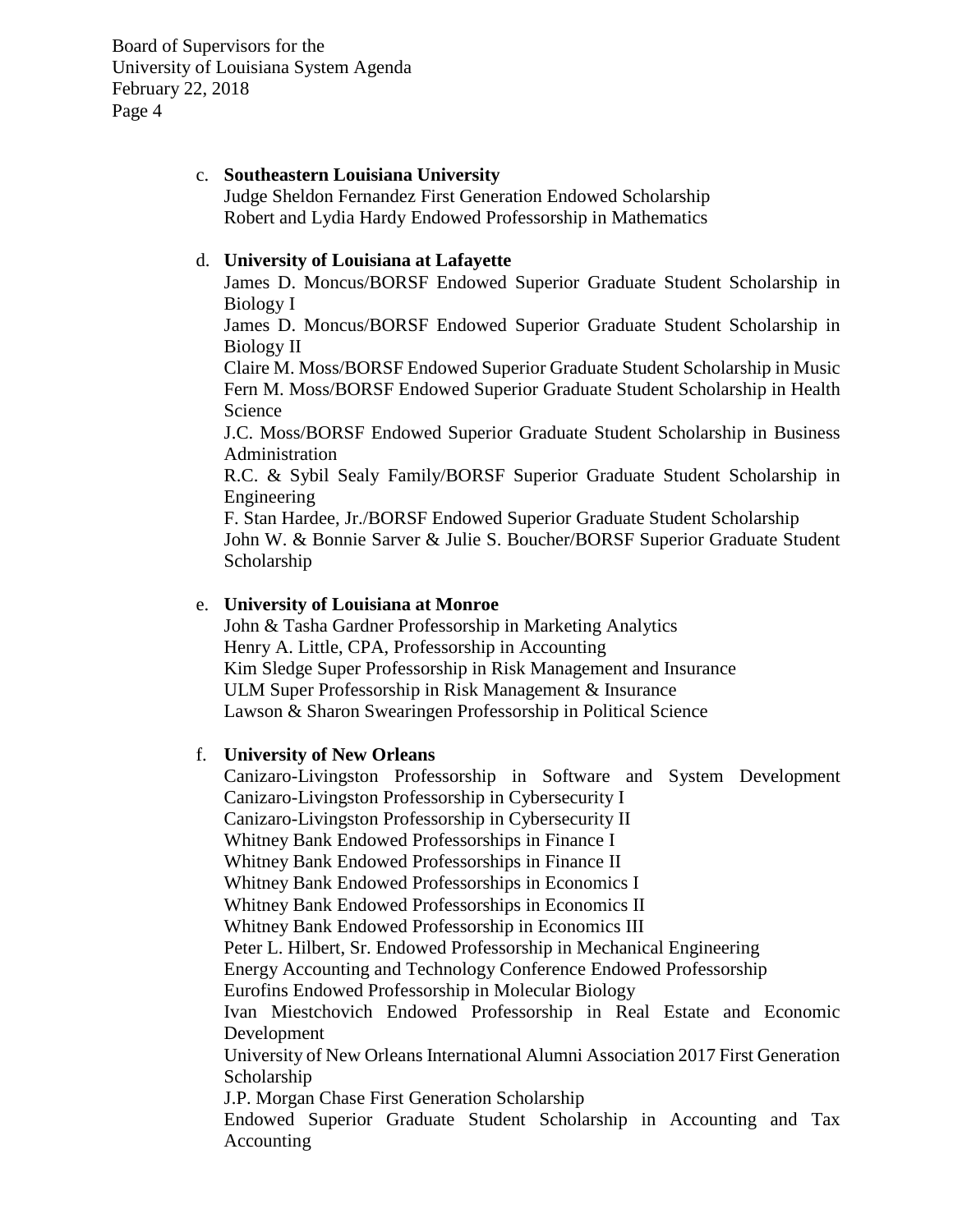c. **Southeastern Louisiana University**
   Judge Sheldon Fernandez First Generation Endowed Scholarship
   Robert and Lydia Hardy Endowed Professorship in Mathematics

d. **University of Louisiana at Lafayette**
   James D. Moncus/BORSF Endowed Superior Graduate Student Scholarship in Biology I
   James D. Moncus/BORSF Endowed Superior Graduate Student Scholarship in Biology II
   Claire M. Moss/BORSF Endowed Superior Graduate Student Scholarship in Music
   Fern M. Moss/BORSF Endowed Superior Graduate Student Scholarship in Health Science
   J.C. Moss/BORSF Endowed Superior Graduate Student Scholarship in Business Administration
   R.C. & Sybil Sealy Family/BORSF Superior Graduate Student Scholarship in Engineering
   F. Stan Hardee, Jr./BORSF Endowed Superior Graduate Student Scholarship
   John W. & Bonnie Sarver & Julie S. Boucher/BORSF Superior Graduate Student Scholarship

e. **University of Louisiana at Monroe**
   John & Tasha Gardner Professorship in Marketing Analytics
   Henry A. Little, CPA, Professorship in Accounting
   Kim Sledge Super Professorship in Risk Management and Insurance
   ULM Super Professorship in Risk Management & Insurance
   Lawson & Sharon Swearingen Professorship in Political Science

f. **University of New Orleans**
   Canizaro-Livingston Professorship in Software and System Development
   Canizaro-Livingston Professorship in Cybersecurity I
   Canizaro-Livingston Professorship in Cybersecurity II
   Whitney Bank Endowed Professorships in Finance I
   Whitney Bank Endowed Professorships in Finance II
   Whitney Bank Endowed Professorships in Economics I
   Whitney Bank Endowed Professorships in Economics II
   Whitney Bank Endowed Professorship in Economics III
   Peter L. Hilbert, Sr. Endowed Professorship in Mechanical Engineering
   Energy Accounting and Technology Conference Endowed Professorship
   Eurofins Endowed Professorship in Molecular Biology
   Ivan Miestchovich Endowed Professorship in Real Estate and Economic Development
   University of New Orleans International Alumni Association 2017 First Generation Scholarship
   J.P. Morgan Chase First Generation Scholarship
   Endowed Superior Graduate Student Scholarship in Accounting and Tax Accounting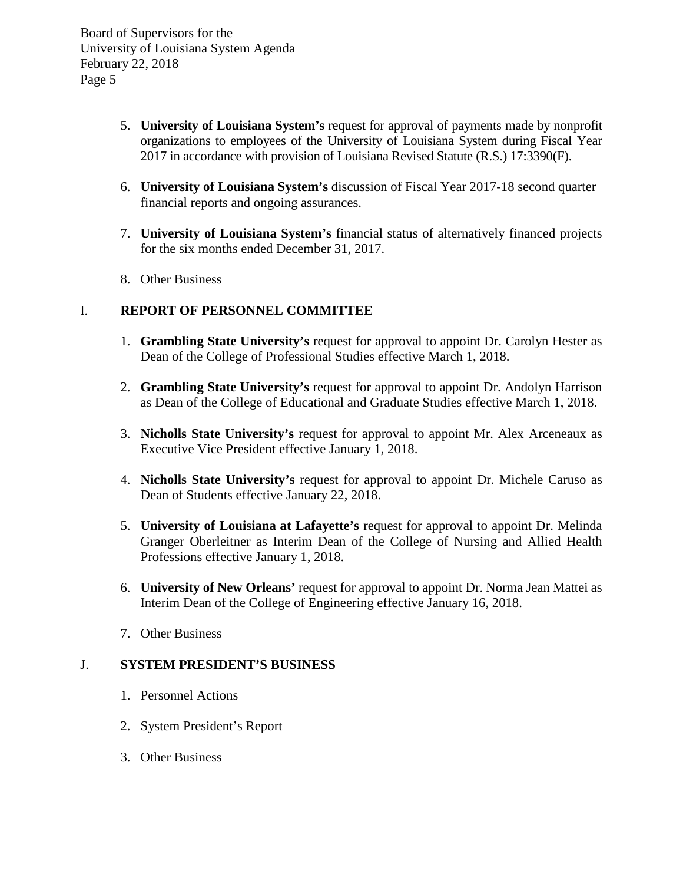5. **University of Louisiana System's** request for approval of payments made by nonprofit organizations to employees of the University of Louisiana System during Fiscal Year 2017 in accordance with provision of Louisiana Revised Statute (R.S.) 17:3390(F).

6. **University of Louisiana System's** discussion of Fiscal Year 2017-18 second quarter financial reports and ongoing assurances.

7. **University of Louisiana System's** financial status of alternatively financed projects for the six months ended December 31, 2017.

8. Other Business

## I. REPORT OF PERSONNEL COMMITTEE

1. **Grambling State University's** request for approval to appoint Dr. Carolyn Hester as Dean of the College of Professional Studies effective March 1, 2018.

2. **Grambling State University's** request for approval to appoint Dr. Andolyn Harrison as Dean of the College of Educational and Graduate Studies effective March 1, 2018.

3. **Nicholls State University's** request for approval to appoint Mr. Alex Arceneaux as Executive Vice President effective January 1, 2018.

4. **Nicholls State University's** request for approval to appoint Dr. Michele Caruso as Dean of Students effective January 22, 2018.

5. **University of Louisiana at Lafayette's** request for approval to appoint Dr. Melinda Granger Oberleitner as Interim Dean of the College of Nursing and Allied Health Professions effective January 1, 2018.

6. **University of New Orleans'** request for approval to appoint Dr. Norma Jean Mattei as Interim Dean of the College of Engineering effective January 16, 2018.

7. Other Business

## J. SYSTEM PRESIDENT'S BUSINESS

1. Personnel Actions

2. System President's Report

3. Other Business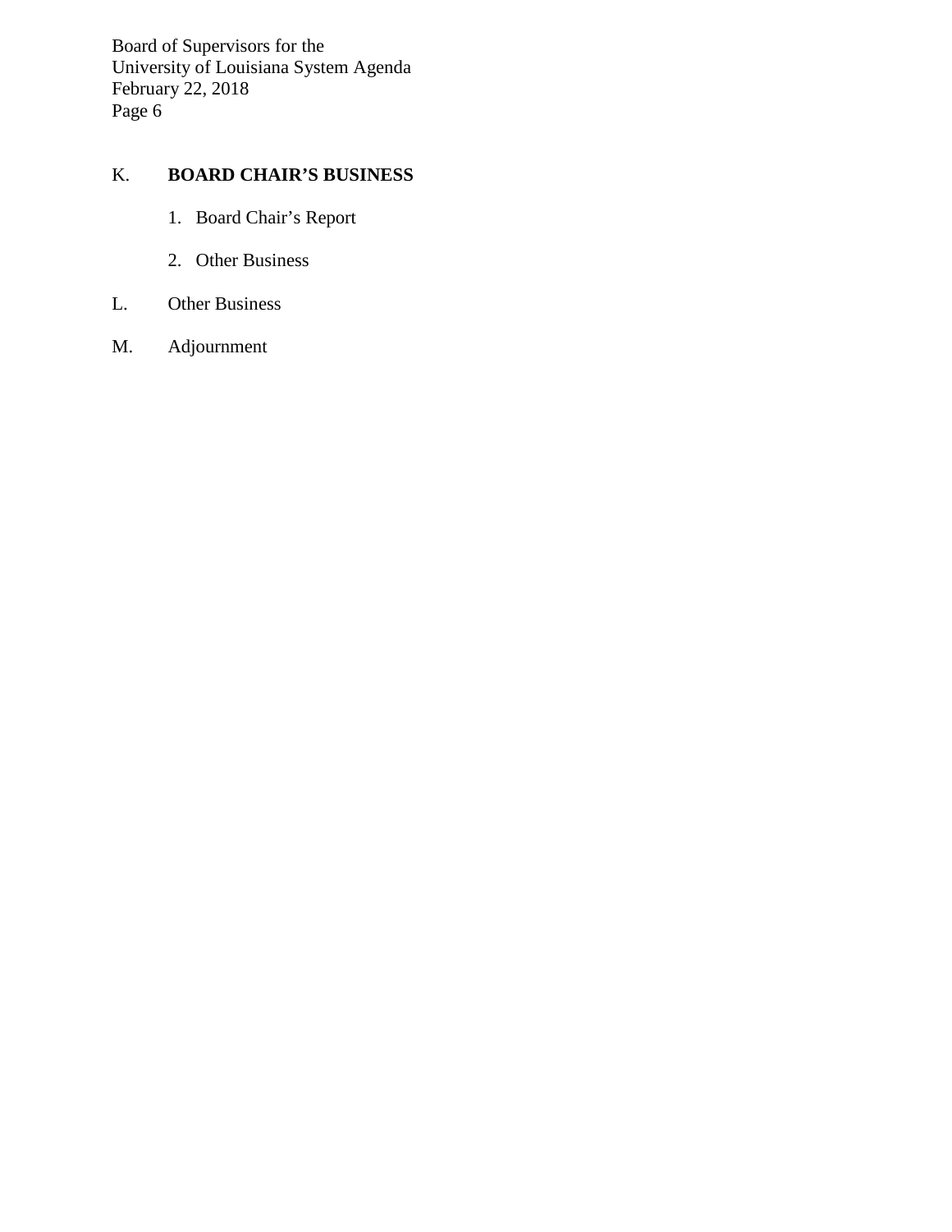K. **BOARD CHAIR'S BUSINESS**

1. Board Chair's Report

2. Other Business

L. Other Business

M. Adjournment